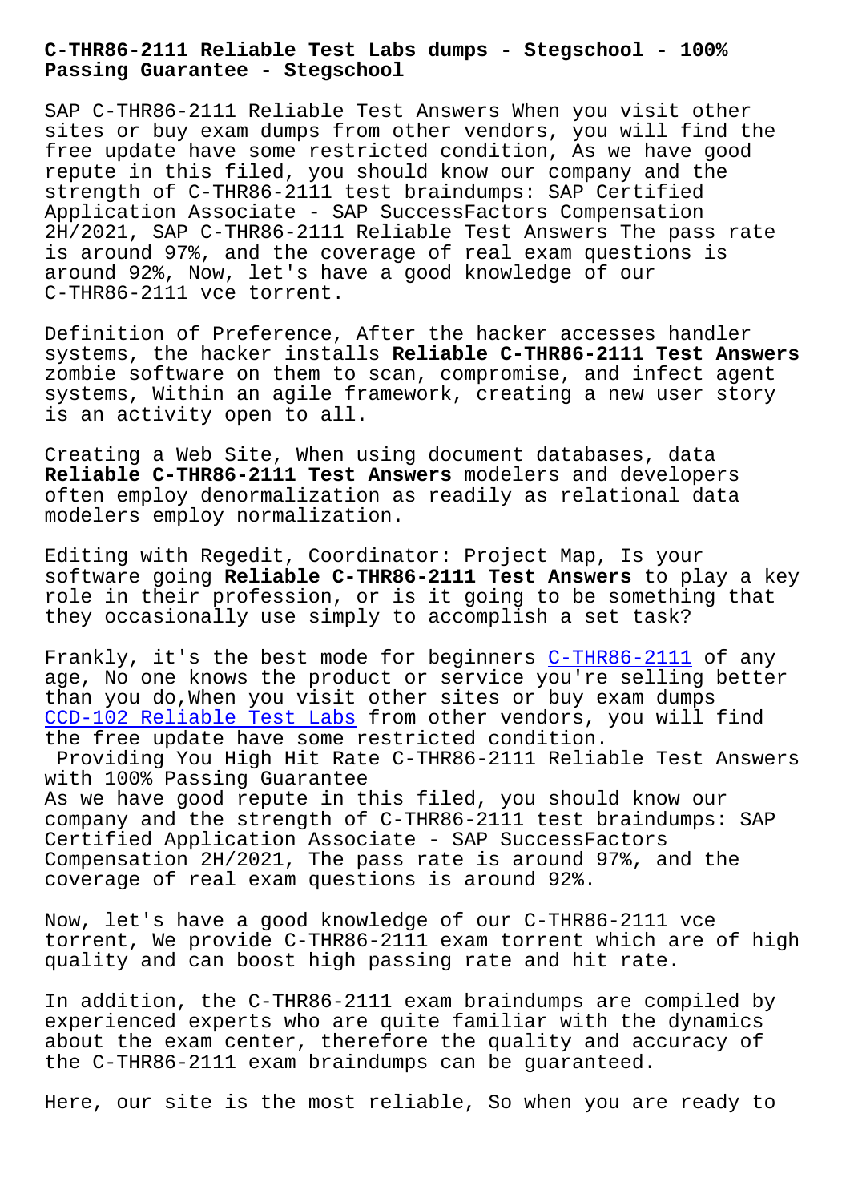# C-THR86-2111 Reliable Test Labs dumps - Stegschool - 100% Passing Guarantee - Stegschool

SAP C-THR86-2111 Reliable Test Answers When you visit other sites or buy exam dumps from other vendors, you will find the free update have some restricted condition, As we have good repute in this filed, you should know our company and the strength of C-THR86-2111 test braindumps: SAP Certified Application Associate - SAP SuccessFactors Compensation 2H/2021, SAP C-THR86-2111 Reliable Test Answers The pass rate is around 97%, and the coverage of real exam questions is around 92%, Now, let's have a good knowledge of our C-THR86-2111 vce torrent.

Definition of Preference, After the hacker accesses handler systems, the hacker installs **Reliable C-THR86-2111 Test Answers** zombie software on them to scan, compromise, and infect agent systems, Within an agile framework, creating a new user story is an activity open to all.

Creating a Web Site, When using document databases, data **Reliable C-THR86-2111 Test Answers** modelers and developers often employ denormalization as readily as relational data modelers employ normalization.

Editing with Regedit, Coordinator: Project Map, Is your software going **Reliable C-THR86-2111 Test Answers** to play a key role in their profession, or is it going to be something that they occasionally use simply to accomplish a set task?

Frankly, it's the best mode for beginners C-THR86-2111 of any age, No one knows the product or service you're selling better than you do,When you visit other sites or buy exam dumps CCD-102 Reliable Test Labs from other vendors, you will find the free update have some restricted condition.

## Providing You High Hit Rate C-THR86-2111 Reliable Test Answers with 100% Passing Guarantee

As we have good repute in this filed, you should know our company and the strength of C-THR86-2111 test braindumps: SAP Certified Application Associate - SAP SuccessFactors Compensation 2H/2021, The pass rate is around 97%, and the coverage of real exam questions is around 92%.

Now, let's have a good knowledge of our C-THR86-2111 vce torrent, We provide C-THR86-2111 exam torrent which are of high quality and can boost high passing rate and hit rate.

In addition, the C-THR86-2111 exam braindumps are compiled by experienced experts who are quite familiar with the dynamics about the exam center, therefore the quality and accuracy of the C-THR86-2111 exam braindumps can be guaranteed.

Here, our site is the most reliable, So when you are ready to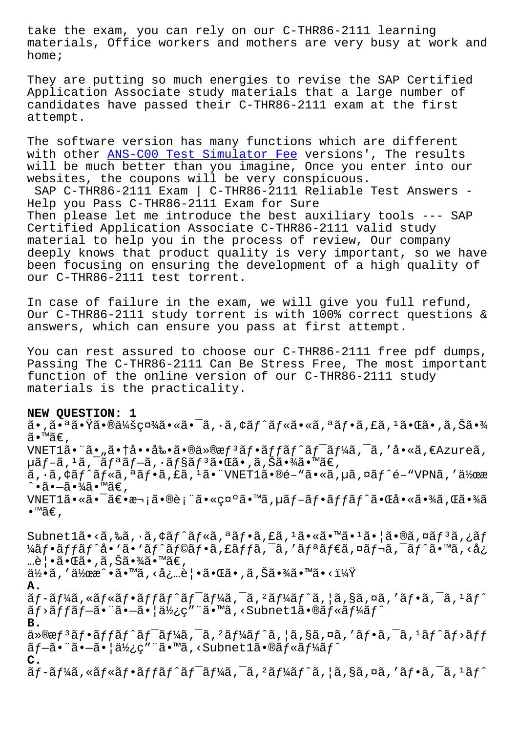take the exam, you can rely on our C-THR86-2111 learning materials, Office workers and mothers are very busy at work and home;

They are putting so much energies to revise the SAP Certified Application Associate study materials that a large number of candidates have passed their C-THR86-2111 exam at the first attempt.

The software version has many functions which are different with other ANS-C00 Test Simulator Fee versions', The results will be much better than you imagine, Once you enter into our websites, the coupons will be very conspicuous.

SAP C-THR86-2111 Exam | C-THR86-2111 Reliable Test Answers - Help you Pass C-THR86-2111 Exam for Sure

Then please let me introduce the best auxiliary tools --- SAP Certified Application Associate C-THR86-2111 valid study material to help you in the process of review, Our company deeply knows that product quality is very important, so we have been focusing on ensuring the development of a high quality of our C-THR86-2111 test torrent.

In case of failure in the exam, we will give you full refund, Our C-THR86-2111 study torrent is with 100% correct questions & answers, which can ensure you pass at first attempt.

You can rest assured to choose our C-THR86-2111 free pdf dumps, Passing The C-THR86-2111 Can Be Stress Free, The most important function of the online version of our C-THR86-2111 study materials is the practicality.

**NEW QUESTION: 1**

ã•,㕪㕟㕮会社ã•«ã•¯ã,·ã,¢ãƒˆãƒ«ã•«ã,ªãƒ•ã,£ã,¹ã•Œã•,ã,Šã•¾ã•™ã€,
VNET1㕨ã•"㕆啕剕ã•®ä»®æƒ³ãƒ•ãƒƒãƒˆãƒ¯ãƒ¼ã,¯ã,′å•«ã,€Azureã,µãƒ–ã,¹ã,¯ãƒªãƒ—ã,·ãƒ§ãƒ³ã•Œã•,ã,Šã•¾ã•™ã€,
ã,·ã,¢ãƒˆãƒ«ã,ªãƒ•ã,£ã,¹ã•¨VNET1ã•®é–"ã•«ã,µã,¤ãƒˆé–"VPNã,′作æˆ•ã•—ã•¾ã•™ã€,
VNET1ã•«ã•¯ã€•次ã•®è¡¨ã•«ç¤ºã•™ã,µãƒ–ãƒ•ãƒƒãƒˆã•Œå•«ã•¾ã,Œã•¾ã•™ã€,

Subnet1ã•‹ã,‰ã,·ã,¢ãƒˆãƒ«ã,ªãƒ•ã,£ã,¹ã•«ã•™ã•¹ã•¦ã•®ã,¤ãƒ³ã,¿ãƒ¼ãƒ•ãƒƒãƒˆå•'ã•'ãƒˆãƒ©ãƒ•ã,£ãƒƒã,¯ã,′ãƒªãƒ€ã,¤ãƒ¬ã,¯ãƒˆã•™ã,‹å¿…è¦•ã•Œã•,ã,Šã•¾ã•™ã€,
何ã,′作æˆ•ã•™ã,‹å¿…è¦•ã•Œã•,ã,Šã•¾ã•™ã•‹ï¼Ÿ

**A.**
ãƒ–ãƒ¼ã,«ãƒ«ãƒ•ãƒƒãƒˆãƒ¯ãƒ¼ã,¯ã,²ãƒ¼ãƒˆã,¦ã,§ã,¤ã,′ãƒ•ã,¯ã,¹ãƒˆãƒ›ãƒƒãƒ—ã•¨ã•—ã•¦ä½¿ç"¨ã•™ã,‹Subnet1ã•®ãƒ«ãƒ¼ãƒˆ

**B.**
ä»®æƒ³ãƒ•ãƒƒãƒˆãƒ¯ãƒ¼ã,¯ã,²ãƒ¼ãƒˆã,¦ã,§ã,¤ã,′ãƒ•ã,¯ã,¹ãƒˆãƒ›ãƒƒãƒ—ã•¨ã•—ã•¦ä½¿ç"¨ã•™ã,‹Subnet1ã•®ãƒ«ãƒ¼ãƒˆ

**C.**
ãƒ–ãƒ¼ã,«ãƒ«ãƒ•ãƒƒãƒˆãƒ¯ãƒ¼ã,¯ã,²ãƒ¼ãƒˆã,¦ã,§ã,¤ã,′ãƒ•ã,¯ã,¹ãƒˆ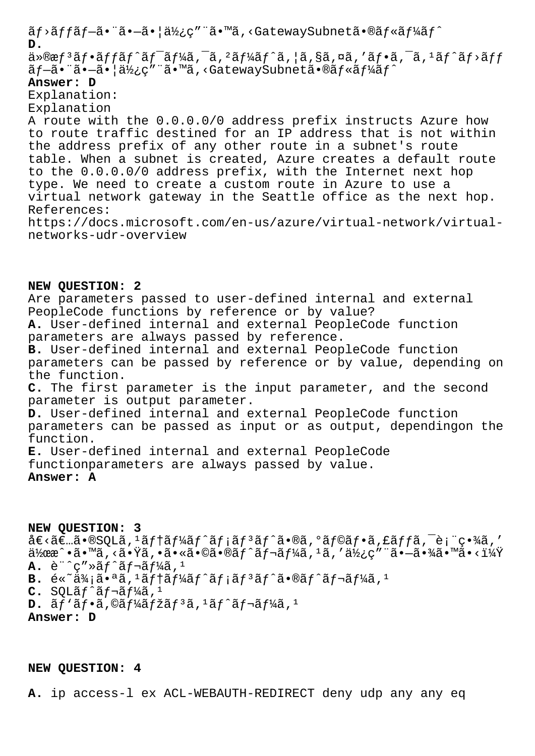ãƒ›ãƒƒãƒ—ã•¨ã•—ã•¦ä½¿ç”¨ã•™ã‚‹GatewaySubnetã•®ãƒ«ãƒ¼ãƒˆ

**D.**
ä»®æƒ³ãƒ•ãƒƒãƒˆãƒ¯ãƒ¼ã‚¯ã‚²ãƒ¼ãƒˆã‚¦ã‚§ã‚¤ã‚'ãƒ•ã‚¯ã‚¹ãƒˆãƒ›ãƒƒãƒ—ã•¨ã•—ã•¦ä½¿ç”¨ã•™ã‚‹GatewaySubnetã•®ãƒ«ãƒ¼ãƒˆ

**Answer: D**

Explanation:
Explanation
A route with the 0.0.0.0/0 address prefix instructs Azure how to route traffic destined for an IP address that is not within the address prefix of any other route in a subnet's route table. When a subnet is created, Azure creates a default route to the 0.0.0.0/0 address prefix, with the Internet next hop type. We need to create a custom route in Azure to use a virtual network gateway in the Seattle office as the next hop.
References:
https://docs.microsoft.com/en-us/azure/virtual-network/virtual-networks-udr-overview

## NEW QUESTION: 2

Are parameters passed to user-defined internal and external PeopleCode functions by reference or by value?

**A.** User-defined internal and external PeopleCode function parameters are always passed by reference.
**B.** User-defined internal and external PeopleCode function parameters can be passed by reference or by value, depending on the function.
**C.** The first parameter is the input parameter, and the second parameter is output parameter.
**D.** User-defined internal and external PeopleCode function parameters can be passed as input or as output, dependingon the function.
**E.** User-defined internal and external PeopleCode functionparameters are always passed by value.

**Answer: A**

## NEW QUESTION: 3

å€‹ã€…ã•®SQLã‚¹ãƒ†ãƒ¼ãƒˆãƒ¡ãƒ³ãƒˆã•®ã‚°ãƒ©ãƒ•ã‚£ãƒƒã‚¯è¡¨ç¤ºã‚'ä½œæˆã•™ã‚‹ã•Ÿã‚•ã•«ã•©ã•®ãƒˆãƒ¬ãƒ¼ã‚¹ã‚'ä½¿ç”¨ã•—ã•¾ã•™ã•‹ï¼Ÿ

**A.** è¨ˆç”»ãƒˆãƒ¬ãƒ¼ã‚¹
**B.** è«˜ä¾¡ã•ªã‚¹ãƒ†ãƒ¼ãƒˆãƒ¡ãƒ³ãƒˆã•®ãƒˆãƒ¬ãƒ¼ã‚¹
**C.** SQLãƒˆãƒ¬ãƒ¼ã‚¹
**D.** ãƒ'ãƒ•ã‚©ãƒ¼ãƒžãƒ³ã‚¹ãƒˆãƒ¬ãƒ¼ã‚¹

**Answer: D**

## NEW QUESTION: 4

**A.** ip access-l ex ACL-WEBAUTH-REDIRECT deny udp any any eq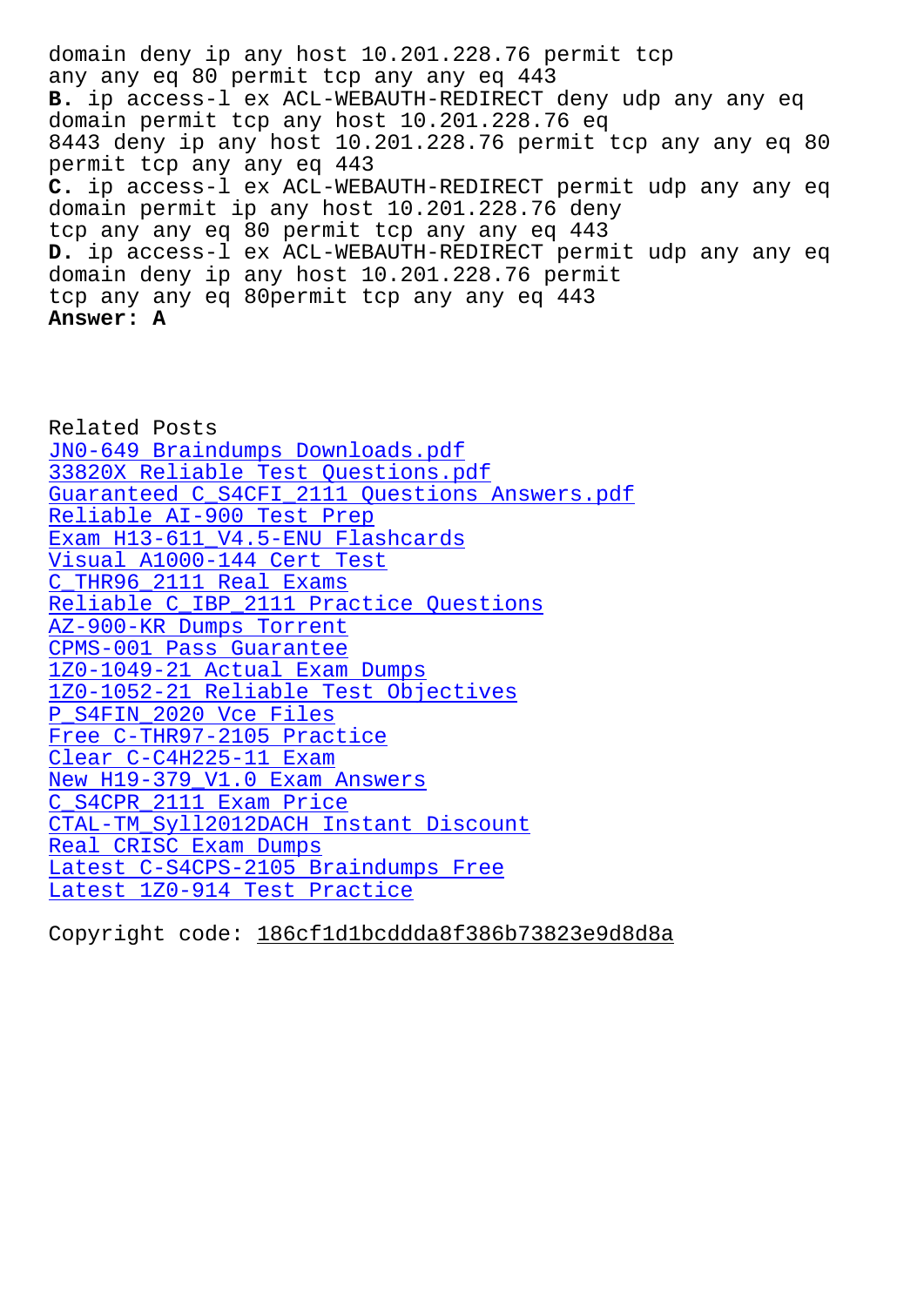domain deny ip any host 10.201.228.76 permit tcp any any eq 80 permit tcp any any eq 443
**B.** ip access-l ex ACL-WEBAUTH-REDIRECT deny udp any any eq domain permit tcp any host 10.201.228.76 eq 8443 deny ip any host 10.201.228.76 permit tcp any any eq 80 permit tcp any any eq 443
**C.** ip access-l ex ACL-WEBAUTH-REDIRECT permit udp any any eq domain permit ip any host 10.201.228.76 deny tcp any any eq 80 permit tcp any any eq 443
**D.** ip access-l ex ACL-WEBAUTH-REDIRECT permit udp any any eq domain deny ip any host 10.201.228.76 permit tcp any any eq 80permit tcp any any eq 443
**Answer: A**

Related Posts
JN0-649 Braindumps Downloads.pdf
33820X Reliable Test Questions.pdf
Guaranteed C_S4CFI_2111 Questions Answers.pdf
Reliable AI-900 Test Prep
Exam H13-611_V4.5-ENU Flashcards
Visual A1000-144 Cert Test
C_THR96_2111 Real Exams
Reliable C_IBP_2111 Practice Questions
AZ-900-KR Dumps Torrent
CPMS-001 Pass Guarantee
1Z0-1049-21 Actual Exam Dumps
1Z0-1052-21 Reliable Test Objectives
P_S4FIN_2020 Vce Files
Free C-THR97-2105 Practice
Clear C-C4H225-11 Exam
New H19-379_V1.0 Exam Answers
C_S4CPR_2111 Exam Price
CTAL-TM_Syll2012DACH Instant Discount
Real CRISC Exam Dumps
Latest C-S4CPS-2105 Braindumps Free
Latest 1Z0-914 Test Practice

Copyright code: 186cf1d1bcddda8f386b73823e9d8d8a